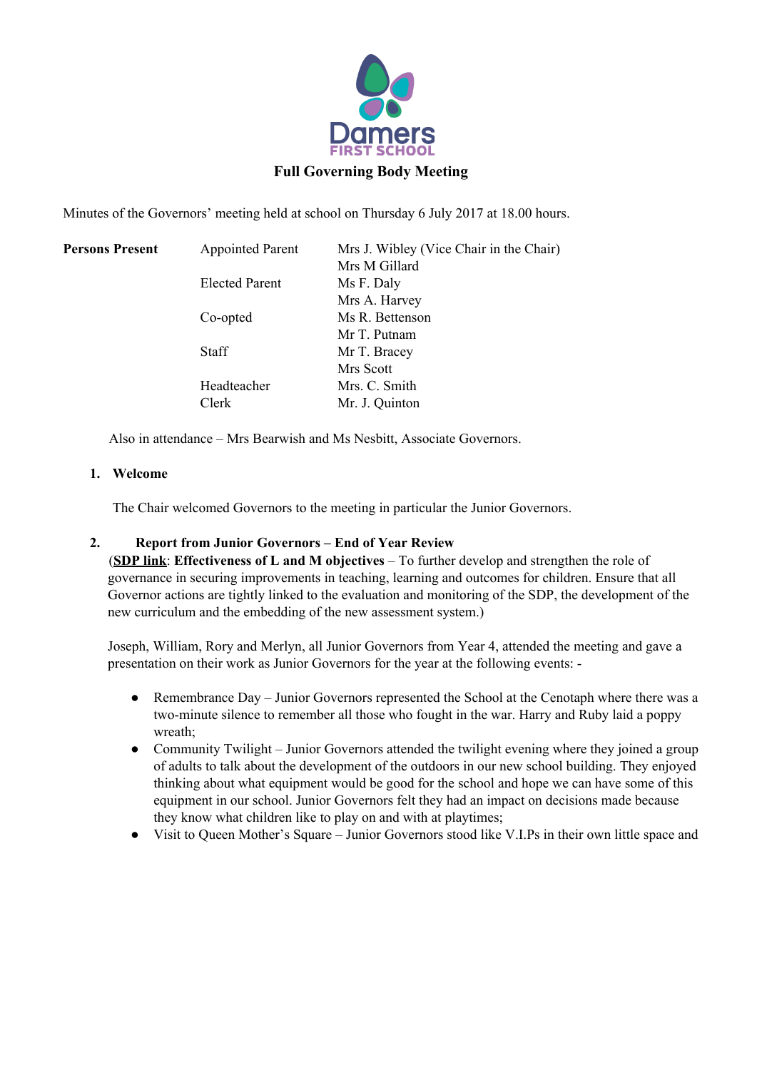**Damers FIRST SCHOOL**

# Full Governing Body Meeting

Minutes of the Governors' meeting held at school on Thursday 6 July 2017 at 18.00 hours.

| **Persons Present** | Appointed Parent | Mrs J. Wibley (Vice Chair in the Chair) |
|---|---|---|
| | | Mrs M Gillard |
| | Elected Parent | Ms F. Daly |
| | | Mrs A. Harvey |
| | Co-opted | Ms R. Bettenson |
| | | Mr T. Putnam |
| | Staff | Mr T. Bracey |
| | | Mrs Scott |
| | Headteacher | Mrs. C. Smith |
| | Clerk | Mr. J. Quinton |

Also in attendance – Mrs Bearwish and Ms Nesbitt, Associate Governors.

## 1. Welcome

The Chair welcomed Governors to the meeting in particular the Junior Governors.

## 2. Report from Junior Governors – End of Year Review

(**SDP link**: **Effectiveness of L and M objectives** – To further develop and strengthen the role of governance in securing improvements in teaching, learning and outcomes for children. Ensure that all Governor actions are tightly linked to the evaluation and monitoring of the SDP, the development of the new curriculum and the embedding of the new assessment system.)

Joseph, William, Rory and Merlyn, all Junior Governors from Year 4, attended the meeting and gave a presentation on their work as Junior Governors for the year at the following events: -

- Remembrance Day – Junior Governors represented the School at the Cenotaph where there was a two-minute silence to remember all those who fought in the war. Harry and Ruby laid a poppy wreath;
- Community Twilight – Junior Governors attended the twilight evening where they joined a group of adults to talk about the development of the outdoors in our new school building. They enjoyed thinking about what equipment would be good for the school and hope we can have some of this equipment in our school. Junior Governors felt they had an impact on decisions made because they know what children like to play on and with at playtimes;
- Visit to Queen Mother's Square – Junior Governors stood like V.I.Ps in their own little space and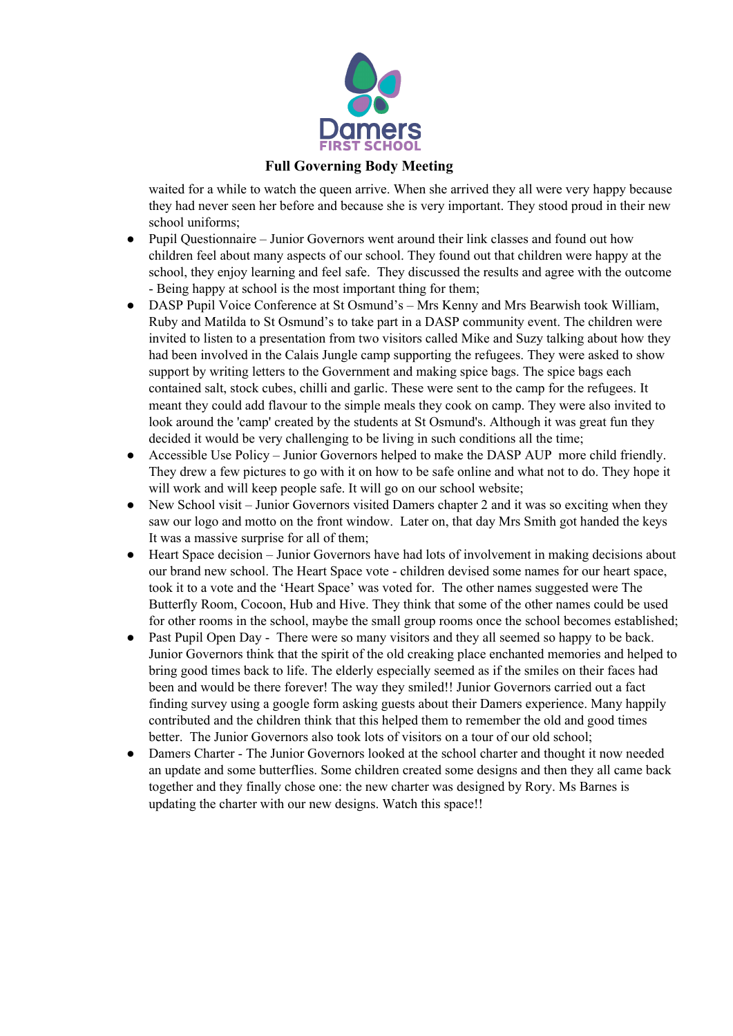waited for a while to watch the queen arrive. When she arrived they all were very happy because they had never seen her before and because she is very important. They stood proud in their new school uniforms;

- Pupil Questionnaire – Junior Governors went around their link classes and found out how children feel about many aspects of our school. They found out that children were happy at the school, they enjoy learning and feel safe. They discussed the results and agree with the outcome - Being happy at school is the most important thing for them;
- DASP Pupil Voice Conference at St Osmund's – Mrs Kenny and Mrs Bearwish took William, Ruby and Matilda to St Osmund's to take part in a DASP community event. The children were invited to listen to a presentation from two visitors called Mike and Suzy talking about how they had been involved in the Calais Jungle camp supporting the refugees. They were asked to show support by writing letters to the Government and making spice bags. The spice bags each contained salt, stock cubes, chilli and garlic. These were sent to the camp for the refugees. It meant they could add flavour to the simple meals they cook on camp. They were also invited to look around the 'camp' created by the students at St Osmund's. Although it was great fun they decided it would be very challenging to be living in such conditions all the time;
- Accessible Use Policy – Junior Governors helped to make the DASP AUP more child friendly. They drew a few pictures to go with it on how to be safe online and what not to do. They hope it will work and will keep people safe. It will go on our school website;
- New School visit – Junior Governors visited Damers chapter 2 and it was so exciting when they saw our logo and motto on the front window. Later on, that day Mrs Smith got handed the keys It was a massive surprise for all of them;
- Heart Space decision – Junior Governors have had lots of involvement in making decisions about our brand new school. The Heart Space vote - children devised some names for our heart space, took it to a vote and the 'Heart Space' was voted for. The other names suggested were The Butterfly Room, Cocoon, Hub and Hive. They think that some of the other names could be used for other rooms in the school, maybe the small group rooms once the school becomes established;
- Past Pupil Open Day - There were so many visitors and they all seemed so happy to be back. Junior Governors think that the spirit of the old creaking place enchanted memories and helped to bring good times back to life. The elderly especially seemed as if the smiles on their faces had been and would be there forever! The way they smiled!! Junior Governors carried out a fact finding survey using a google form asking guests about their Damers experience. Many happily contributed and the children think that this helped them to remember the old and good times better. The Junior Governors also took lots of visitors on a tour of our old school;
- Damers Charter - The Junior Governors looked at the school charter and thought it now needed an update and some butterflies. Some children created some designs and then they all came back together and they finally chose one: the new charter was designed by Rory. Ms Barnes is updating the charter with our new designs. Watch this space!!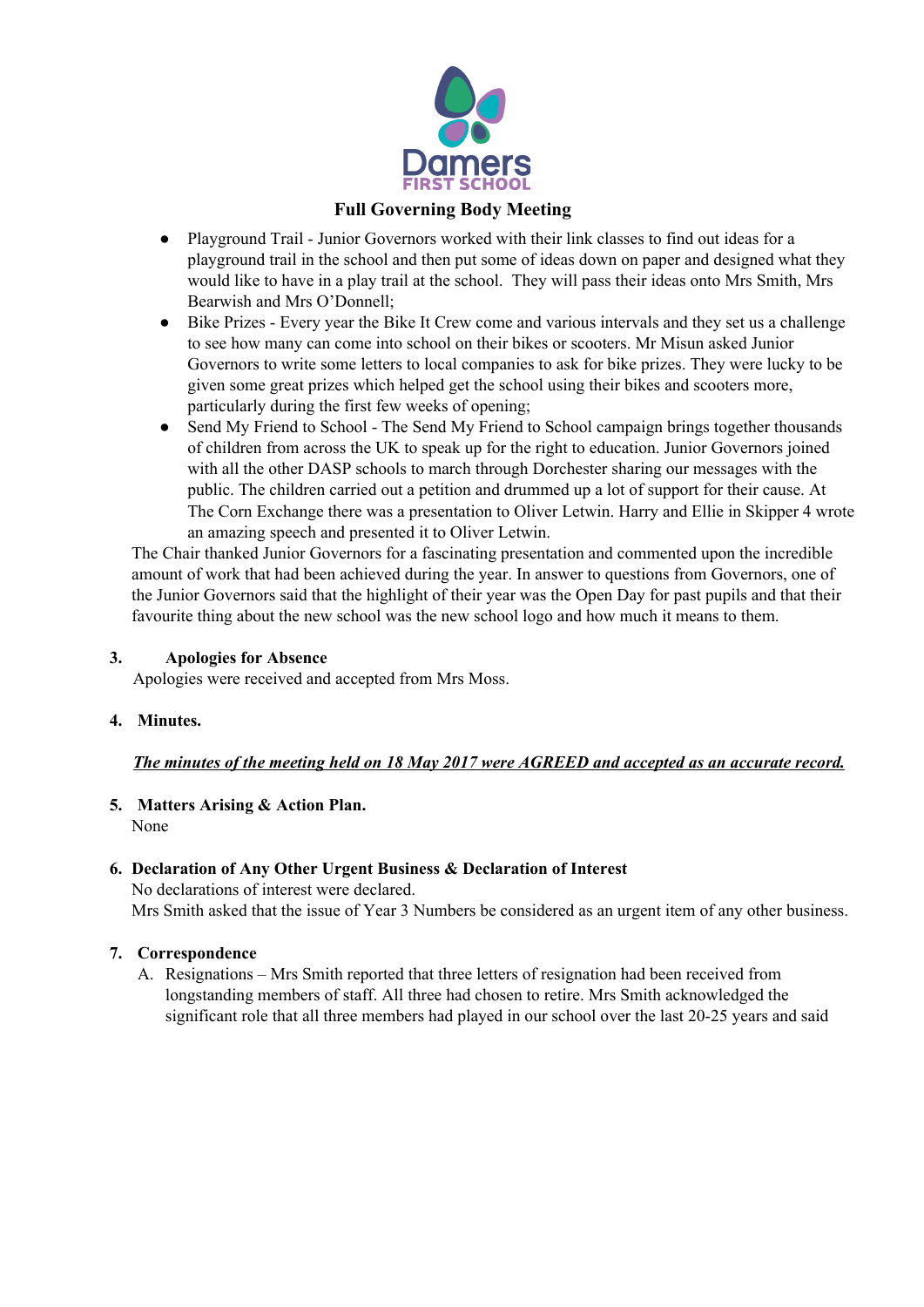**Full Governing Body Meeting**

- Playground Trail - Junior Governors worked with their link classes to find out ideas for a playground trail in the school and then put some of ideas down on paper and designed what they would like to have in a play trail at the school. They will pass their ideas onto Mrs Smith, Mrs Bearwish and Mrs O'Donnell;
- Bike Prizes - Every year the Bike It Crew come and various intervals and they set us a challenge to see how many can come into school on their bikes or scooters. Mr Misun asked Junior Governors to write some letters to local companies to ask for bike prizes. They were lucky to be given some great prizes which helped get the school using their bikes and scooters more, particularly during the first few weeks of opening;
- Send My Friend to School - The Send My Friend to School campaign brings together thousands of children from across the UK to speak up for the right to education. Junior Governors joined with all the other DASP schools to march through Dorchester sharing our messages with the public. The children carried out a petition and drummed up a lot of support for their cause. At The Corn Exchange there was a presentation to Oliver Letwin. Harry and Ellie in Skipper 4 wrote an amazing speech and presented it to Oliver Letwin.

The Chair thanked Junior Governors for a fascinating presentation and commented upon the incredible amount of work that had been achieved during the year. In answer to questions from Governors, one of the Junior Governors said that the highlight of their year was the Open Day for past pupils and that their favourite thing about the new school was the new school logo and how much it means to them.

**3. Apologies for Absence**

Apologies were received and accepted from Mrs Moss.

**4. Minutes.**

***The minutes of the meeting held on 18 May 2017 were AGREED and accepted as an accurate record.***

**5. Matters Arising & Action Plan.**

None

**6. Declaration of Any Other Urgent Business & Declaration of Interest**

No declarations of interest were declared.
Mrs Smith asked that the issue of Year 3 Numbers be considered as an urgent item of any other business.

**7. Correspondence**

A. Resignations – Mrs Smith reported that three letters of resignation had been received from longstanding members of staff. All three had chosen to retire. Mrs Smith acknowledged the significant role that all three members had played in our school over the last 20-25 years and said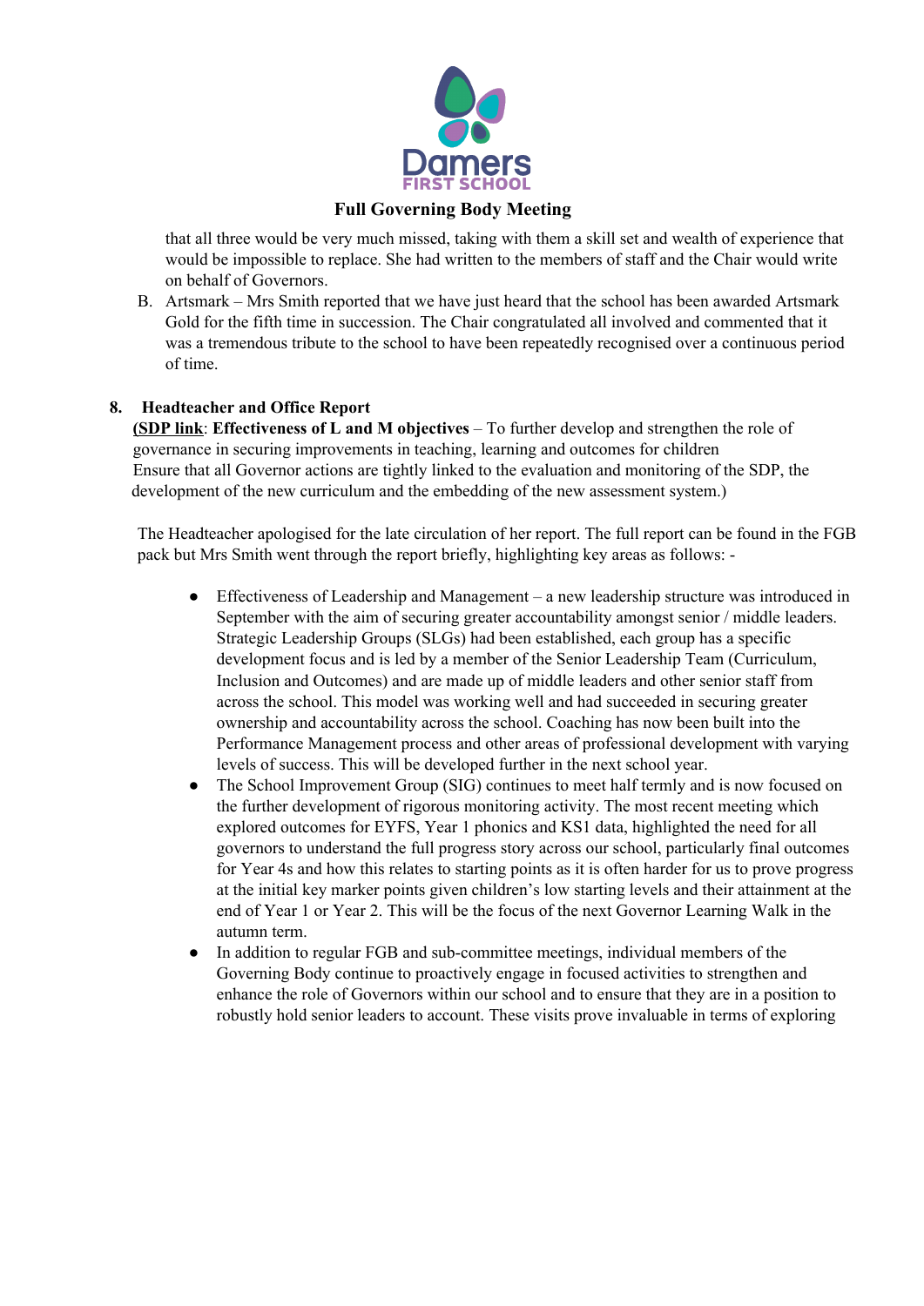that all three would be very much missed, taking with them a skill set and wealth of experience that would be impossible to replace. She had written to the members of staff and the Chair would write on behalf of Governors.

B. Artsmark – Mrs Smith reported that we have just heard that the school has been awarded Artsmark Gold for the fifth time in succession. The Chair congratulated all involved and commented that it was a tremendous tribute to the school to have been repeatedly recognised over a continuous period of time.

**8. Headteacher and Office Report**

**(SDP link**: **Effectiveness of L and M objectives** – To further develop and strengthen the role of governance in securing improvements in teaching, learning and outcomes for children
Ensure that all Governor actions are tightly linked to the evaluation and monitoring of the SDP, the development of the new curriculum and the embedding of the new assessment system.)

The Headteacher apologised for the late circulation of her report. The full report can be found in the FGB pack but Mrs Smith went through the report briefly, highlighting key areas as follows: -

- Effectiveness of Leadership and Management – a new leadership structure was introduced in September with the aim of securing greater accountability amongst senior / middle leaders. Strategic Leadership Groups (SLGs) had been established, each group has a specific development focus and is led by a member of the Senior Leadership Team (Curriculum, Inclusion and Outcomes) and are made up of middle leaders and other senior staff from across the school. This model was working well and had succeeded in securing greater ownership and accountability across the school. Coaching has now been built into the Performance Management process and other areas of professional development with varying levels of success. This will be developed further in the next school year.
- The School Improvement Group (SIG) continues to meet half termly and is now focused on the further development of rigorous monitoring activity. The most recent meeting which explored outcomes for EYFS, Year 1 phonics and KS1 data, highlighted the need for all governors to understand the full progress story across our school, particularly final outcomes for Year 4s and how this relates to starting points as it is often harder for us to prove progress at the initial key marker points given children's low starting levels and their attainment at the end of Year 1 or Year 2. This will be the focus of the next Governor Learning Walk in the autumn term.
- In addition to regular FGB and sub-committee meetings, individual members of the Governing Body continue to proactively engage in focused activities to strengthen and enhance the role of Governors within our school and to ensure that they are in a position to robustly hold senior leaders to account. These visits prove invaluable in terms of exploring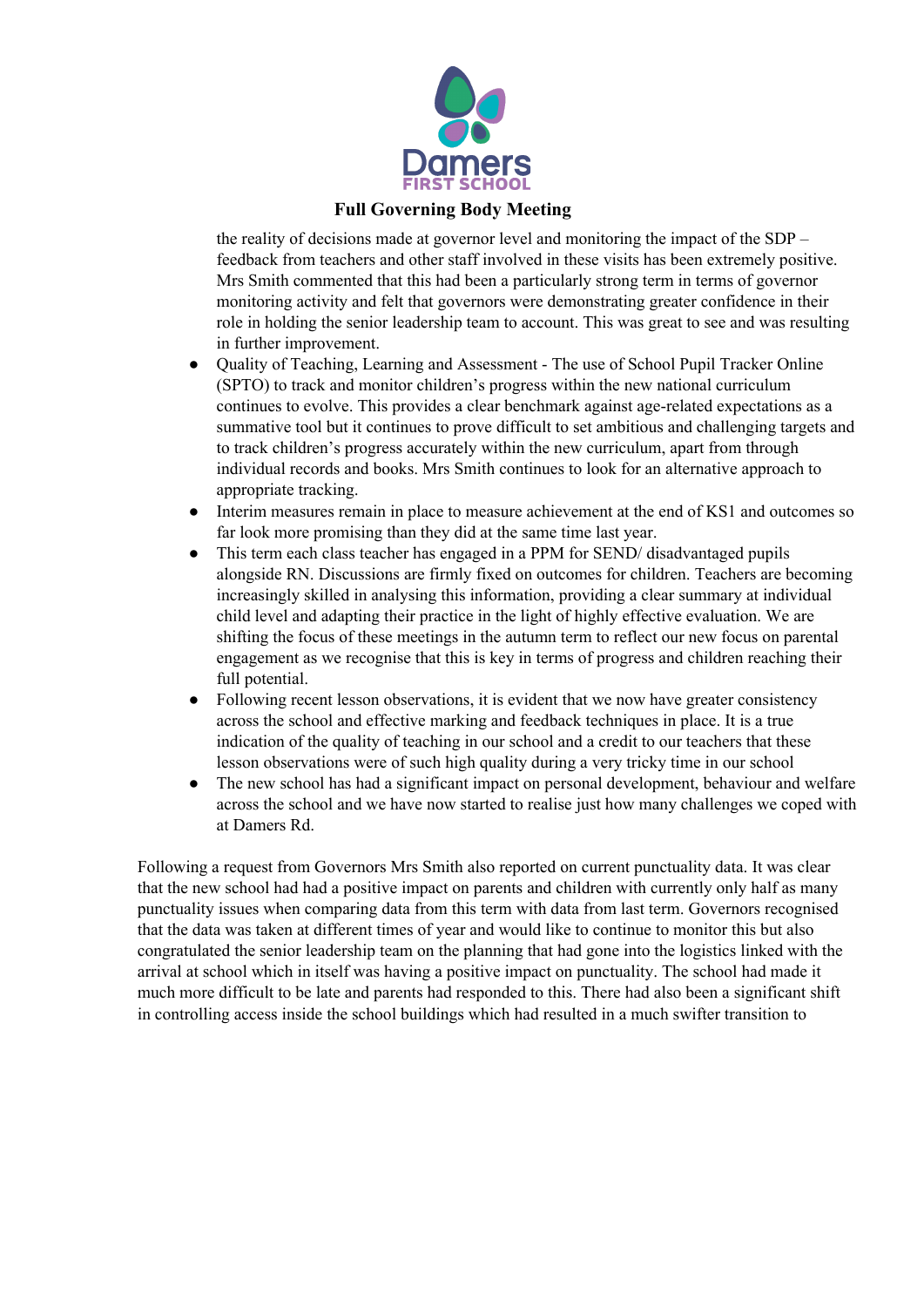the reality of decisions made at governor level and monitoring the impact of the SDP – feedback from teachers and other staff involved in these visits has been extremely positive. Mrs Smith commented that this had been a particularly strong term in terms of governor monitoring activity and felt that governors were demonstrating greater confidence in their role in holding the senior leadership team to account. This was great to see and was resulting in further improvement.

- Quality of Teaching, Learning and Assessment - The use of School Pupil Tracker Online (SPTO) to track and monitor children's progress within the new national curriculum continues to evolve. This provides a clear benchmark against age-related expectations as a summative tool but it continues to prove difficult to set ambitious and challenging targets and to track children's progress accurately within the new curriculum, apart from through individual records and books. Mrs Smith continues to look for an alternative approach to appropriate tracking.
- Interim measures remain in place to measure achievement at the end of KS1 and outcomes so far look more promising than they did at the same time last year.
- This term each class teacher has engaged in a PPM for SEND/ disadvantaged pupils alongside RN. Discussions are firmly fixed on outcomes for children. Teachers are becoming increasingly skilled in analysing this information, providing a clear summary at individual child level and adapting their practice in the light of highly effective evaluation. We are shifting the focus of these meetings in the autumn term to reflect our new focus on parental engagement as we recognise that this is key in terms of progress and children reaching their full potential.
- Following recent lesson observations, it is evident that we now have greater consistency across the school and effective marking and feedback techniques in place. It is a true indication of the quality of teaching in our school and a credit to our teachers that these lesson observations were of such high quality during a very tricky time in our school
- The new school has had a significant impact on personal development, behaviour and welfare across the school and we have now started to realise just how many challenges we coped with at Damers Rd.

Following a request from Governors Mrs Smith also reported on current punctuality data. It was clear that the new school had had a positive impact on parents and children with currently only half as many punctuality issues when comparing data from this term with data from last term. Governors recognised that the data was taken at different times of year and would like to continue to monitor this but also congratulated the senior leadership team on the planning that had gone into the logistics linked with the arrival at school which in itself was having a positive impact on punctuality. The school had made it much more difficult to be late and parents had responded to this. There had also been a significant shift in controlling access inside the school buildings which had resulted in a much swifter transition to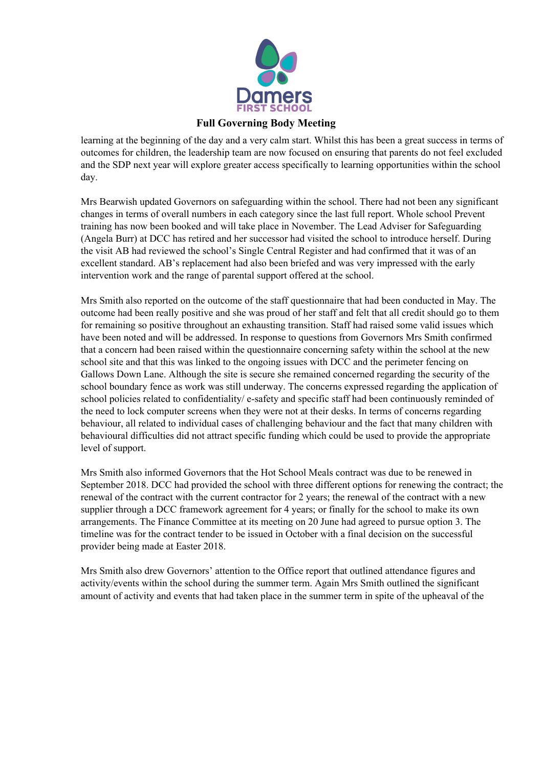learning at the beginning of the day and a very calm start. Whilst this has been a great success in terms of outcomes for children, the leadership team are now focused on ensuring that parents do not feel excluded and the SDP next year will explore greater access specifically to learning opportunities within the school day.

Mrs Bearwish updated Governors on safeguarding within the school. There had not been any significant changes in terms of overall numbers in each category since the last full report. Whole school Prevent training has now been booked and will take place in November. The Lead Adviser for Safeguarding (Angela Burr) at DCC has retired and her successor had visited the school to introduce herself. During the visit AB had reviewed the school's Single Central Register and had confirmed that it was of an excellent standard. AB's replacement had also been briefed and was very impressed with the early intervention work and the range of parental support offered at the school.

Mrs Smith also reported on the outcome of the staff questionnaire that had been conducted in May. The outcome had been really positive and she was proud of her staff and felt that all credit should go to them for remaining so positive throughout an exhausting transition. Staff had raised some valid issues which have been noted and will be addressed. In response to questions from Governors Mrs Smith confirmed that a concern had been raised within the questionnaire concerning safety within the school at the new school site and that this was linked to the ongoing issues with DCC and the perimeter fencing on Gallows Down Lane. Although the site is secure she remained concerned regarding the security of the school boundary fence as work was still underway. The concerns expressed regarding the application of school policies related to confidentiality/ e-safety and specific staff had been continuously reminded of the need to lock computer screens when they were not at their desks. In terms of concerns regarding behaviour, all related to individual cases of challenging behaviour and the fact that many children with behavioural difficulties did not attract specific funding which could be used to provide the appropriate level of support.

Mrs Smith also informed Governors that the Hot School Meals contract was due to be renewed in September 2018. DCC had provided the school with three different options for renewing the contract; the renewal of the contract with the current contractor for 2 years; the renewal of the contract with a new supplier through a DCC framework agreement for 4 years; or finally for the school to make its own arrangements. The Finance Committee at its meeting on 20 June had agreed to pursue option 3. The timeline was for the contract tender to be issued in October with a final decision on the successful provider being made at Easter 2018.

Mrs Smith also drew Governors' attention to the Office report that outlined attendance figures and activity/events within the school during the summer term. Again Mrs Smith outlined the significant amount of activity and events that had taken place in the summer term in spite of the upheaval of the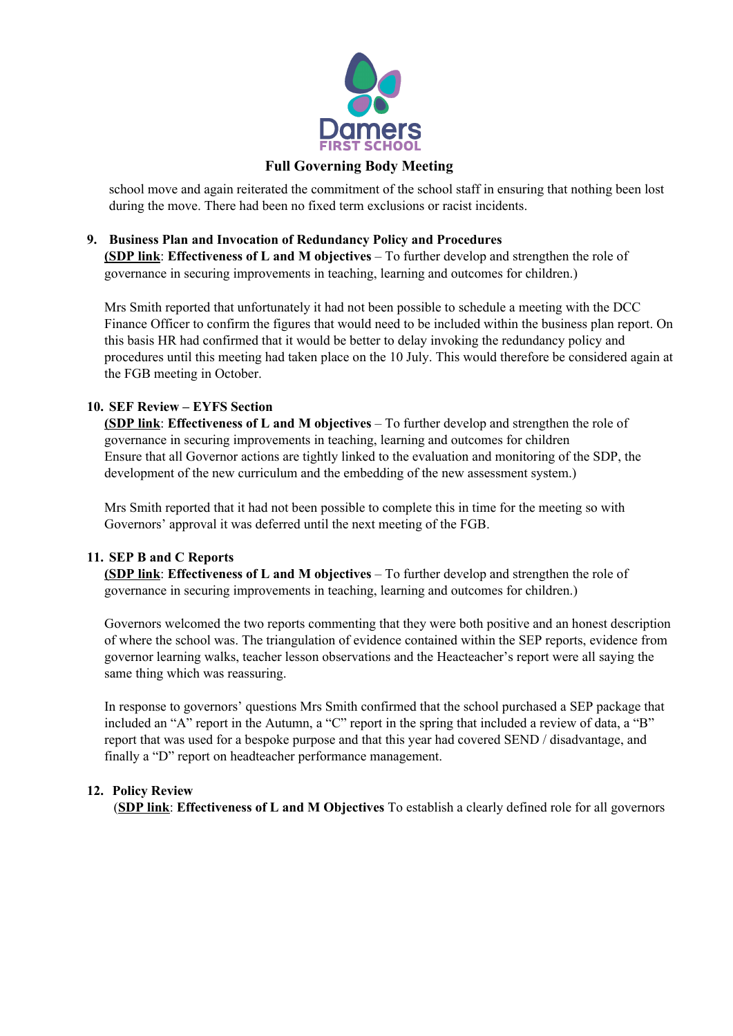school move and again reiterated the commitment of the school staff in ensuring that nothing been lost during the move. There had been no fixed term exclusions or racist incidents.

**9. Business Plan and Invocation of Redundancy Policy and Procedures**

**(SDP link**: **Effectiveness of L and M objectives** – To further develop and strengthen the role of governance in securing improvements in teaching, learning and outcomes for children.)

Mrs Smith reported that unfortunately it had not been possible to schedule a meeting with the DCC Finance Officer to confirm the figures that would need to be included within the business plan report. On this basis HR had confirmed that it would be better to delay invoking the redundancy policy and procedures until this meeting had taken place on the 10 July. This would therefore be considered again at the FGB meeting in October.

**10. SEF Review – EYFS Section**

**(SDP link**: **Effectiveness of L and M objectives** – To further develop and strengthen the role of governance in securing improvements in teaching, learning and outcomes for children
Ensure that all Governor actions are tightly linked to the evaluation and monitoring of the SDP, the development of the new curriculum and the embedding of the new assessment system.)

Mrs Smith reported that it had not been possible to complete this in time for the meeting so with Governors' approval it was deferred until the next meeting of the FGB.

**11. SEP B and C Reports**

**(SDP link**: **Effectiveness of L and M objectives** – To further develop and strengthen the role of governance in securing improvements in teaching, learning and outcomes for children.)

Governors welcomed the two reports commenting that they were both positive and an honest description of where the school was. The triangulation of evidence contained within the SEP reports, evidence from governor learning walks, teacher lesson observations and the Heacteacher's report were all saying the same thing which was reassuring.

In response to governors' questions Mrs Smith confirmed that the school purchased a SEP package that included an "A" report in the Autumn, a "C" report in the spring that included a review of data, a "B" report that was used for a bespoke purpose and that this year had covered SEND / disadvantage, and finally a "D" report on headteacher performance management.

**12. Policy Review**

(**SDP link**: **Effectiveness of L and M Objectives** To establish a clearly defined role for all governors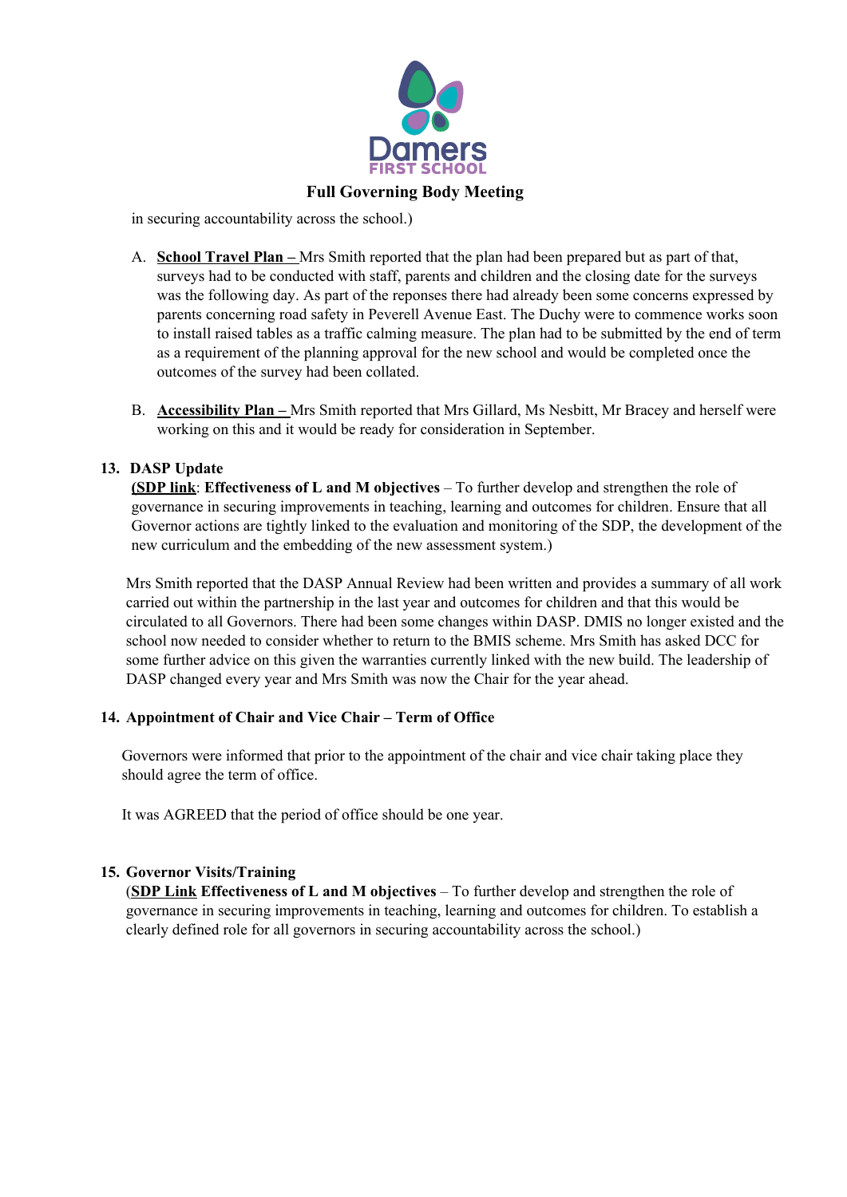in securing accountability across the school.)

A. **School Travel Plan –** Mrs Smith reported that the plan had been prepared but as part of that, surveys had to be conducted with staff, parents and children and the closing date for the surveys was the following day. As part of the reponses there had already been some concerns expressed by parents concerning road safety in Peverell Avenue East. The Duchy were to commence works soon to install raised tables as a traffic calming measure. The plan had to be submitted by the end of term as a requirement of the planning approval for the new school and would be completed once the outcomes of the survey had been collated.

B. **Accessibility Plan –** Mrs Smith reported that Mrs Gillard, Ms Nesbitt, Mr Bracey and herself were working on this and it would be ready for consideration in September.

**13. DASP Update**

**(SDP link**: **Effectiveness of L and M objectives** – To further develop and strengthen the role of governance in securing improvements in teaching, learning and outcomes for children. Ensure that all Governor actions are tightly linked to the evaluation and monitoring of the SDP, the development of the new curriculum and the embedding of the new assessment system.)

Mrs Smith reported that the DASP Annual Review had been written and provides a summary of all work carried out within the partnership in the last year and outcomes for children and that this would be circulated to all Governors. There had been some changes within DASP. DMIS no longer existed and the school now needed to consider whether to return to the BMIS scheme. Mrs Smith has asked DCC for some further advice on this given the warranties currently linked with the new build. The leadership of DASP changed every year and Mrs Smith was now the Chair for the year ahead.

**14. Appointment of Chair and Vice Chair – Term of Office**

Governors were informed that prior to the appointment of the chair and vice chair taking place they should agree the term of office.

It was AGREED that the period of office should be one year.

**15. Governor Visits/Training**

(**SDP Link Effectiveness of L and M objectives** – To further develop and strengthen the role of governance in securing improvements in teaching, learning and outcomes for children. To establish a clearly defined role for all governors in securing accountability across the school.)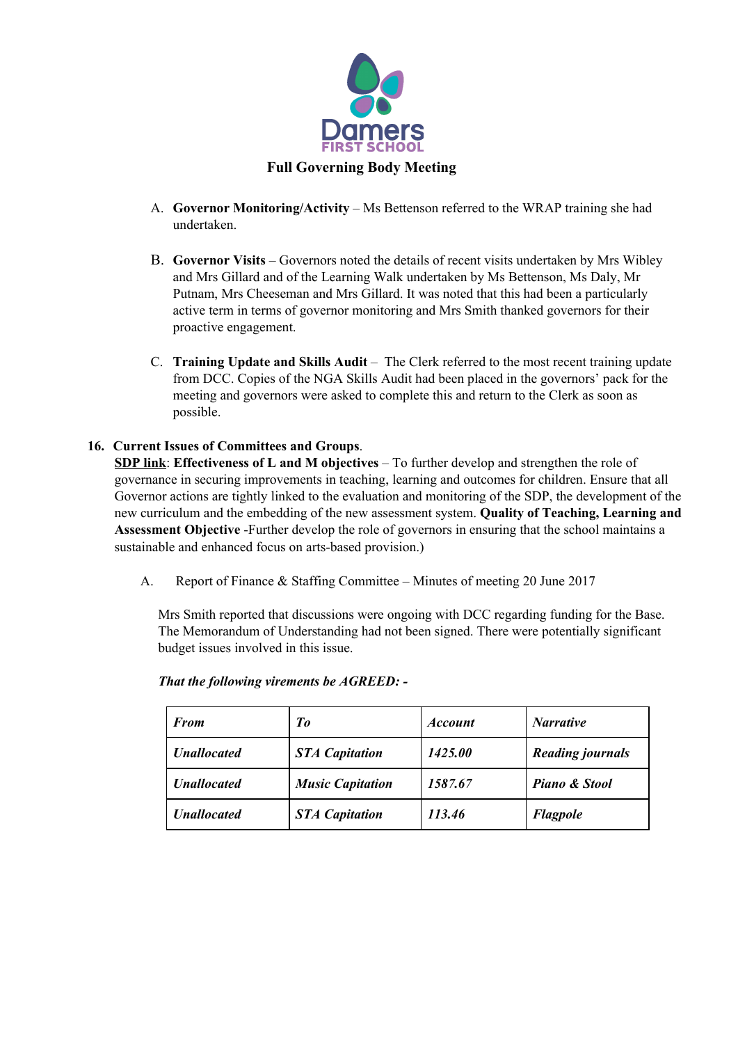**Full Governing Body Meeting**

A. **Governor Monitoring/Activity** – Ms Bettenson referred to the WRAP training she had undertaken.

B. **Governor Visits** – Governors noted the details of recent visits undertaken by Mrs Wibley and Mrs Gillard and of the Learning Walk undertaken by Ms Bettenson, Ms Daly, Mr Putnam, Mrs Cheeseman and Mrs Gillard. It was noted that this had been a particularly active term in terms of governor monitoring and Mrs Smith thanked governors for their proactive engagement.

C. **Training Update and Skills Audit** – The Clerk referred to the most recent training update from DCC. Copies of the NGA Skills Audit had been placed in the governors' pack for the meeting and governors were asked to complete this and return to the Clerk as soon as possible.

**16. Current Issues of Committees and Groups**.

**SDP link**: **Effectiveness of L and M objectives** – To further develop and strengthen the role of governance in securing improvements in teaching, learning and outcomes for children. Ensure that all Governor actions are tightly linked to the evaluation and monitoring of the SDP, the development of the new curriculum and the embedding of the new assessment system. **Quality of Teaching, Learning and Assessment Objective** -Further develop the role of governors in ensuring that the school maintains a sustainable and enhanced focus on arts-based provision.)

A. Report of Finance & Staffing Committee – Minutes of meeting 20 June 2017

Mrs Smith reported that discussions were ongoing with DCC regarding funding for the Base. The Memorandum of Understanding had not been signed. There were potentially significant budget issues involved in this issue.

***That the following virements be AGREED: -***

| ***From*** | ***To*** | ***Account*** | ***Narrative*** |
|---|---|---|---|
| ***Unallocated*** | ***STA Capitation*** | ***1425.00*** | ***Reading journals*** |
| ***Unallocated*** | ***Music Capitation*** | ***1587.67*** | ***Piano & Stool*** |
| ***Unallocated*** | ***STA Capitation*** | ***113.46*** | ***Flagpole*** |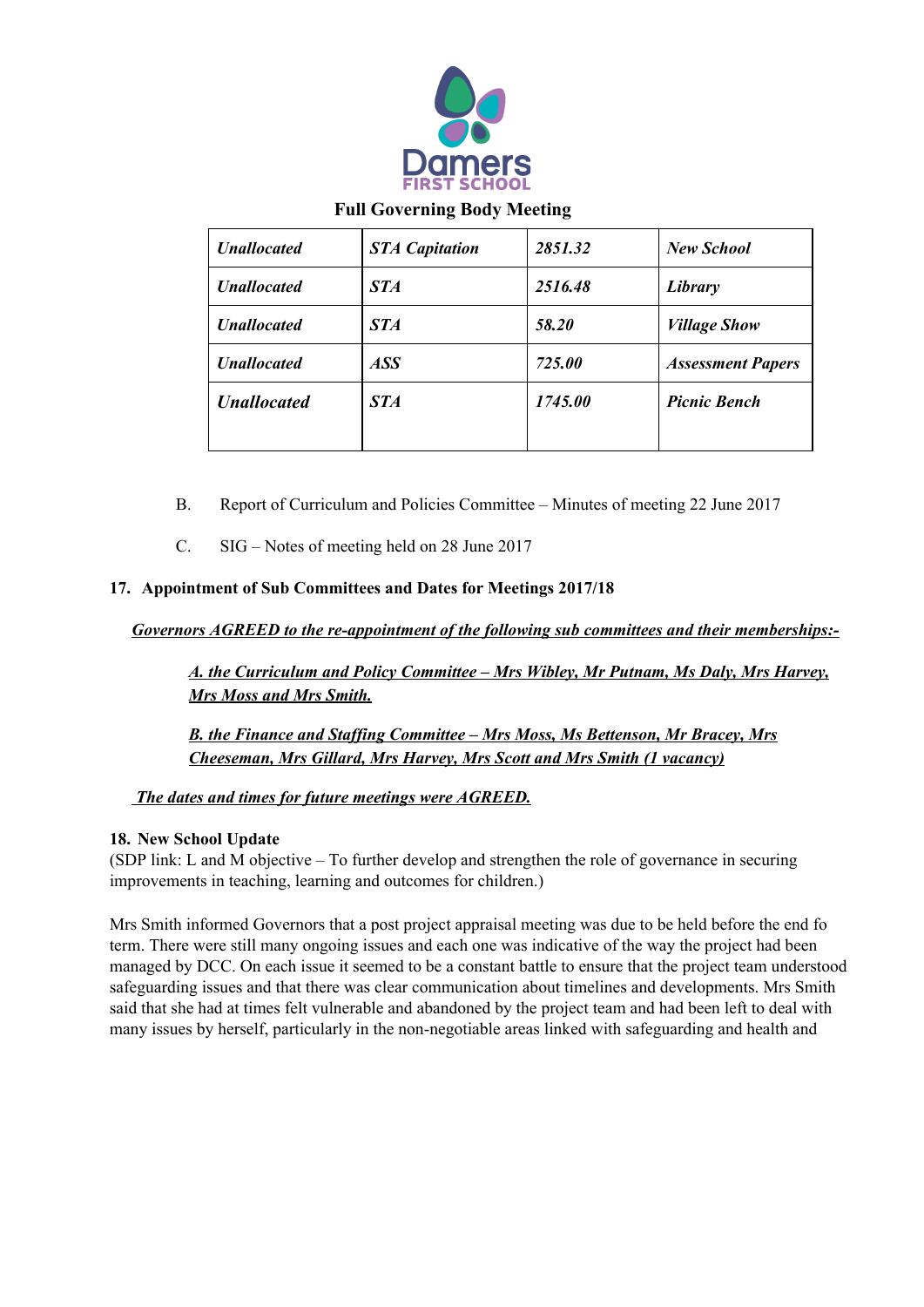Damers FIRST SCHOOL

**Full Governing Body Meeting**

| | | | |
|---|---|---|---|
| ***Unallocated*** | ***STA Capitation*** | ***2851.32*** | ***New School*** |
| ***Unallocated*** | ***STA*** | ***2516.48*** | ***Library*** |
| ***Unallocated*** | ***STA*** | ***58.20*** | ***Village Show*** |
| ***Unallocated*** | ***ASS*** | ***725.00*** | ***Assessment Papers*** |
| ***Unallocated*** | ***STA*** | ***1745.00*** | ***Picnic Bench*** |

B. Report of Curriculum and Policies Committee – Minutes of meeting 22 June 2017

C. SIG – Notes of meeting held on 28 June 2017

**17. Appointment of Sub Committees and Dates for Meetings 2017/18**

***Governors AGREED to the re-appointment of the following sub committees and their memberships:-***

***A. the Curriculum and Policy Committee – Mrs Wibley, Mr Putnam, Ms Daly, Mrs Harvey, Mrs Moss and Mrs Smith.***

***B. the Finance and Staffing Committee – Mrs Moss, Ms Bettenson, Mr Bracey, Mrs Cheeseman, Mrs Gillard, Mrs Harvey, Mrs Scott and Mrs Smith (1 vacancy)***

***The dates and times for future meetings were AGREED.***

**18. New School Update**

(SDP link: L and M objective – To further develop and strengthen the role of governance in securing improvements in teaching, learning and outcomes for children.)

Mrs Smith informed Governors that a post project appraisal meeting was due to be held before the end fo term. There were still many ongoing issues and each one was indicative of the way the project had been managed by DCC. On each issue it seemed to be a constant battle to ensure that the project team understood safeguarding issues and that there was clear communication about timelines and developments. Mrs Smith said that she had at times felt vulnerable and abandoned by the project team and had been left to deal with many issues by herself, particularly in the non-negotiable areas linked with safeguarding and health and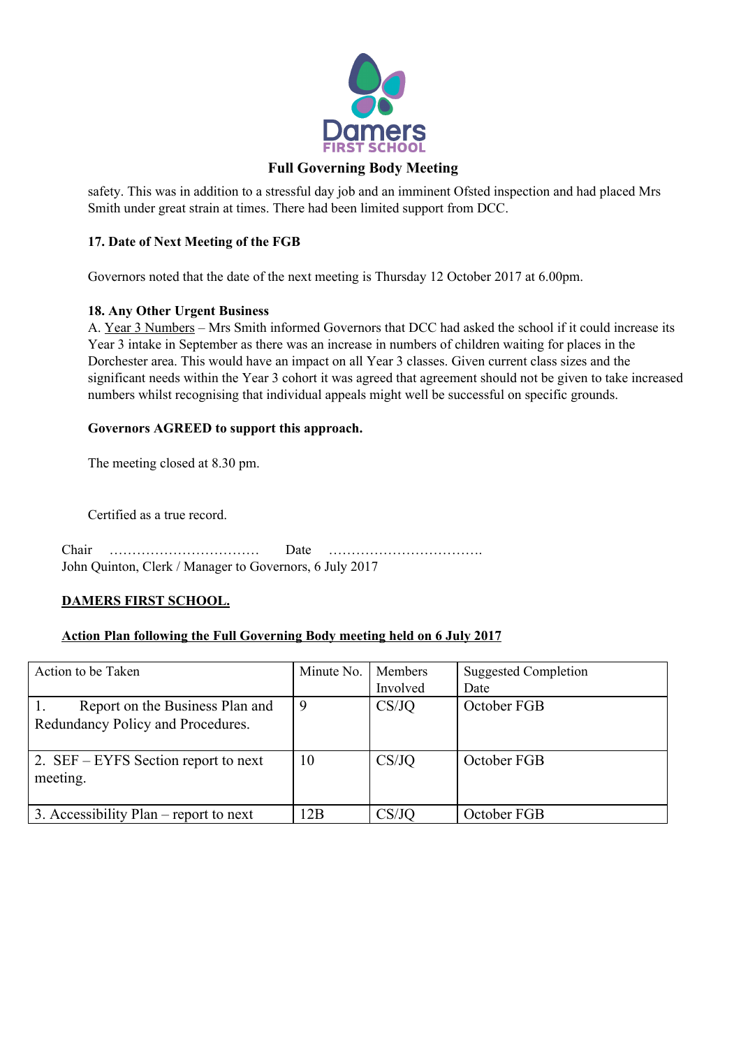safety. This was in addition to a stressful day job and an imminent Ofsted inspection and had placed Mrs Smith under great strain at times. There had been limited support from DCC.

**17. Date of Next Meeting of the FGB**

Governors noted that the date of the next meeting is Thursday 12 October 2017 at 6.00pm.

**18. Any Other Urgent Business**

A. Year 3 Numbers – Mrs Smith informed Governors that DCC had asked the school if it could increase its Year 3 intake in September as there was an increase in numbers of children waiting for places in the Dorchester area. This would have an impact on all Year 3 classes. Given current class sizes and the significant needs within the Year 3 cohort it was agreed that agreement should not be given to take increased numbers whilst recognising that individual appeals might well be successful on specific grounds.

**Governors AGREED to support this approach.**

The meeting closed at 8.30 pm.

Certified as a true record.

Chair …………………………… Date …………………………….

John Quinton, Clerk / Manager to Governors, 6 July 2017

**DAMERS FIRST SCHOOL.**

**Action Plan following the Full Governing Body meeting held on 6 July 2017**

| Action to be Taken | Minute No. | Members Involved | Suggested Completion Date |
|---|---|---|---|
| 1. Report on the Business Plan and Redundancy Policy and Procedures. | 9 | CS/JQ | October FGB |
| 2. SEF – EYFS Section report to next meeting. | 10 | CS/JQ | October FGB |
| 3. Accessibility Plan – report to next | 12B | CS/JQ | October FGB |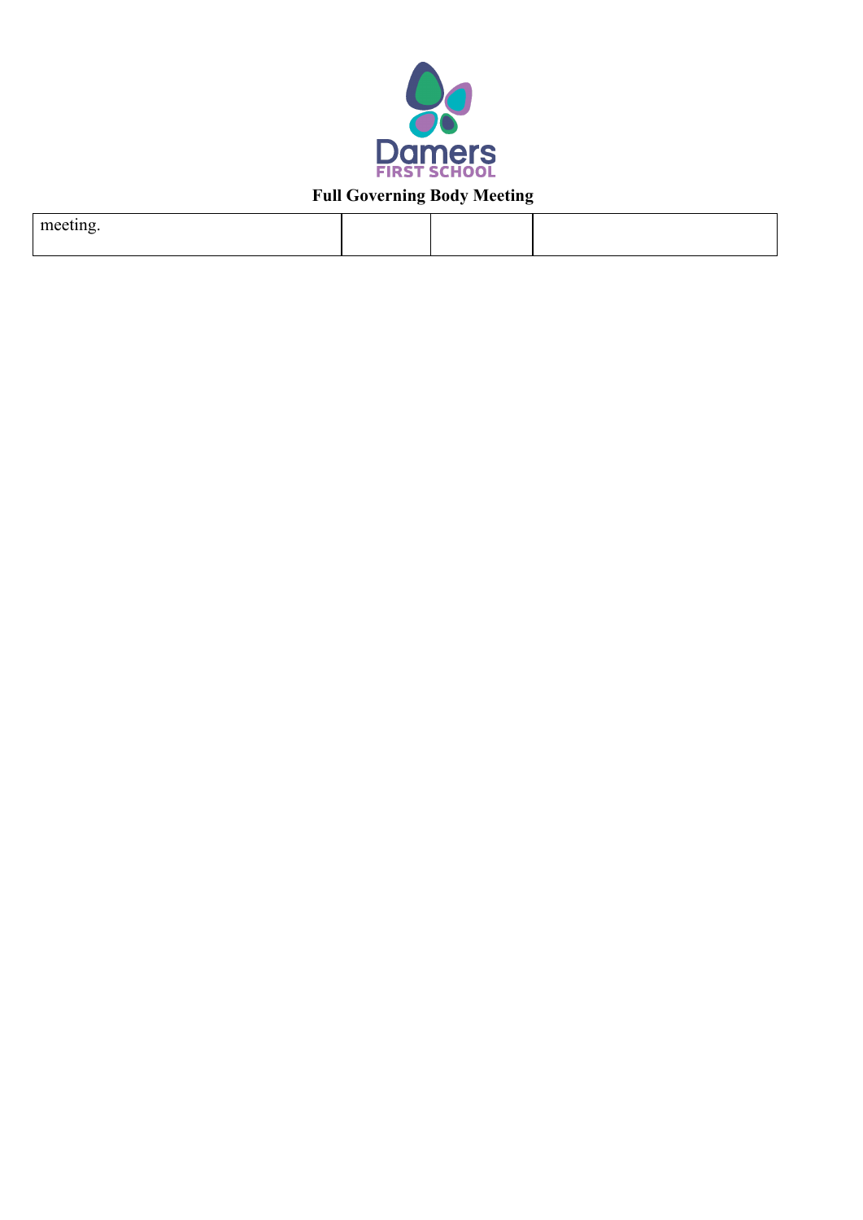**Full Governing Body Meeting**

| | | | |
|---|---|---|---|
| meeting. | | | |